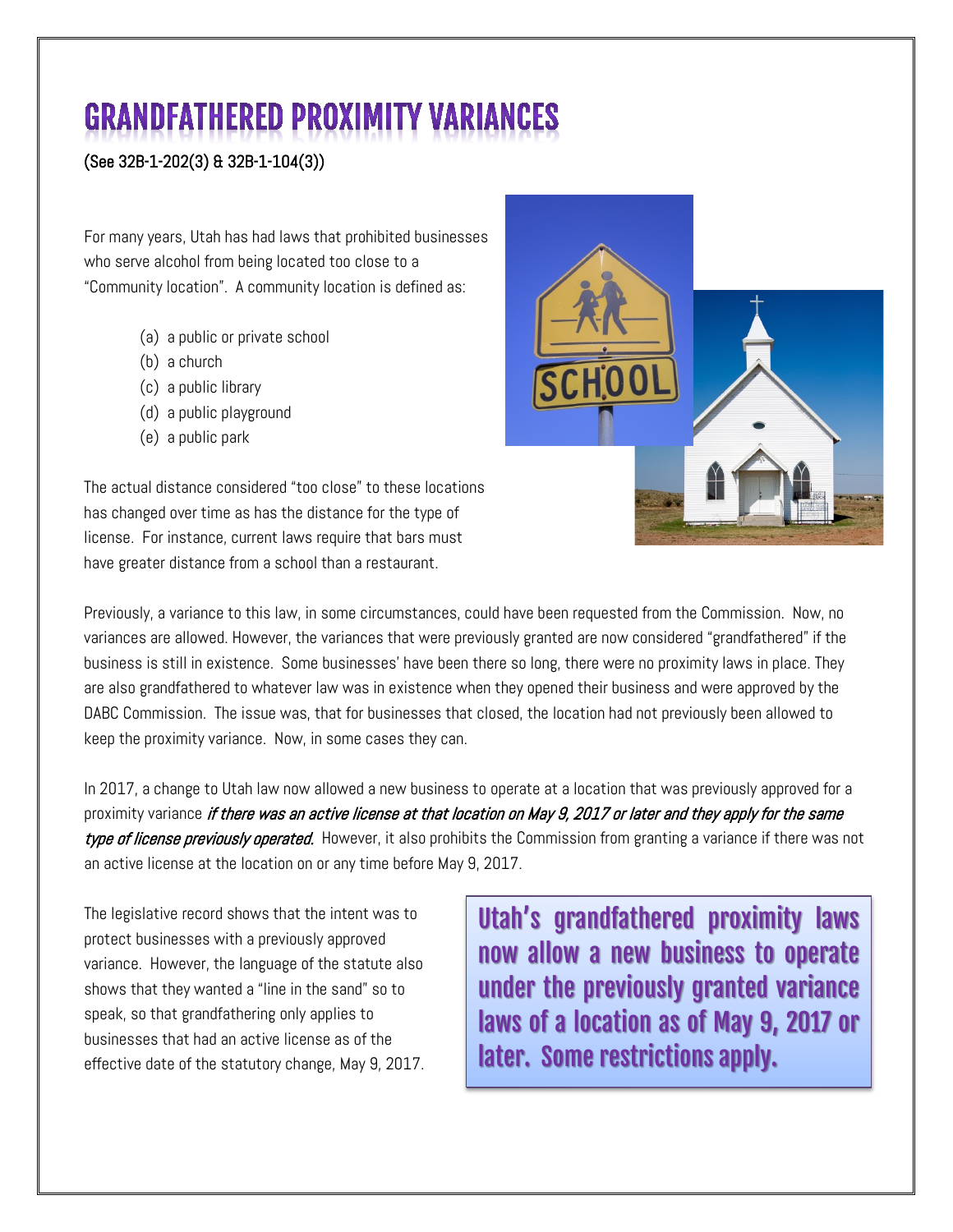# GRANDFATHERED PROXIMITY VARIANCES

(See 32B-1-202(3) & 32B-1-104(3))

For many years, Utah has had laws that prohibited businesses who serve alcohol from being located too close to a "Community location". A community location is defined as:

(a) a public or private school
(b) a church
(c) a public library
(d) a public playground
(e) a public park

The actual distance considered "too close" to these locations has changed over time as has the distance for the type of license. For instance, current laws require that bars must have greater distance from a school than a restaurant.

Previously, a variance to this law, in some circumstances, could have been requested from the Commission. Now, no variances are allowed. However, the variances that were previously granted are now considered "grandfathered" if the business is still in existence. Some businesses' have been there so long, there were no proximity laws in place. They are also grandfathered to whatever law was in existence when they opened their business and were approved by the DABC Commission. The issue was, that for businesses that closed, the location had not previously been allowed to keep the proximity variance. Now, in some cases they can.

In 2017, a change to Utah law now allowed a new business to operate at a location that was previously approved for a proximity variance *if there was an active license at that location on May 9, 2017 or later and they apply for the same type of license previously operated.* However, it also prohibits the Commission from granting a variance if there was not an active license at the location on or any time before May 9, 2017.

The legislative record shows that the intent was to protect businesses with a previously approved variance. However, the language of the statute also shows that they wanted a "line in the sand" so to speak, so that grandfathering only applies to businesses that had an active license as of the effective date of the statutory change, May 9, 2017.

**Utah's grandfathered proximity laws now allow a new business to operate under the previously granted variance laws of a location as of May 9, 2017 or later. Some restrictions apply.**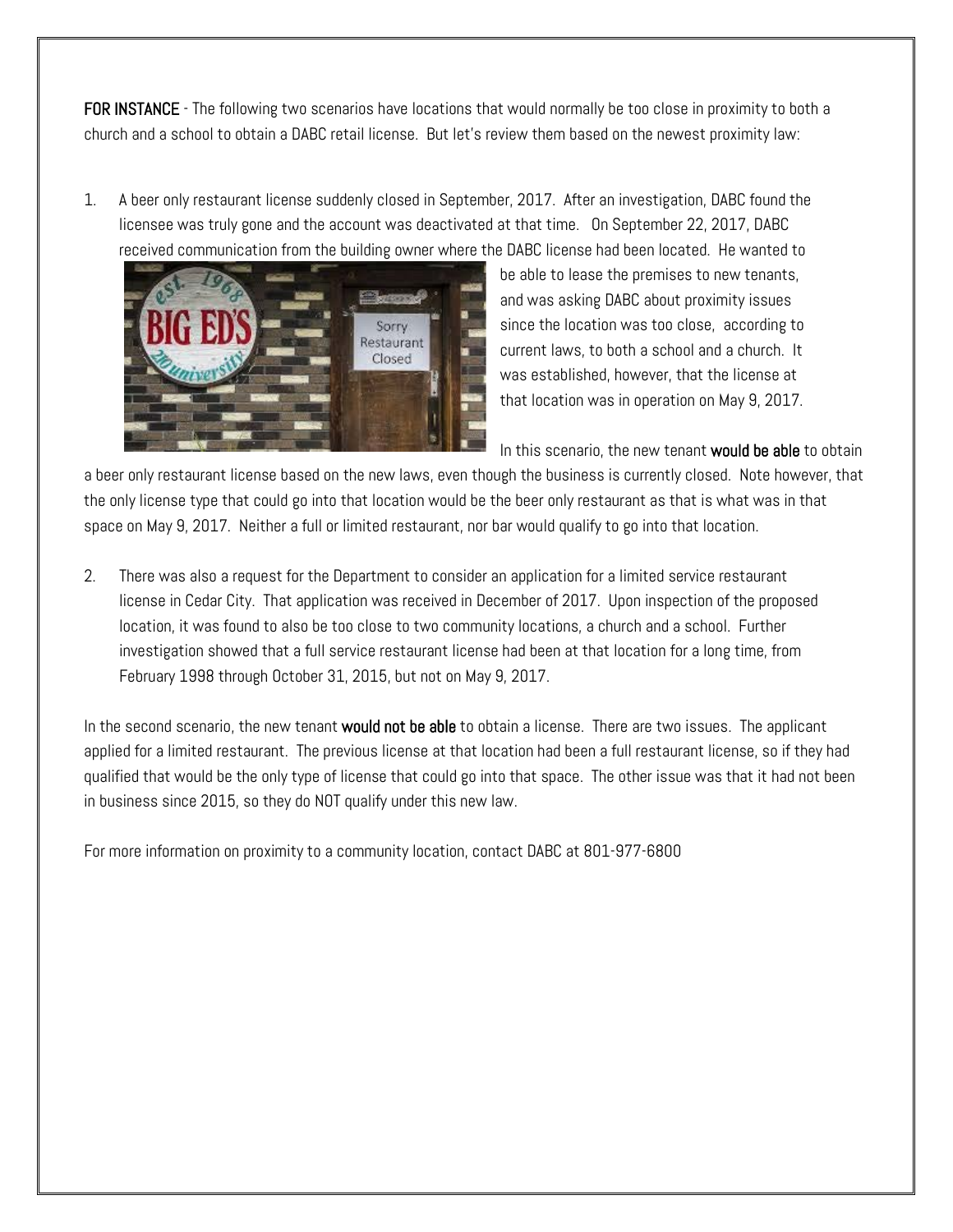**FOR INSTANCE** - The following two scenarios have locations that would normally be too close in proximity to both a church and a school to obtain a DABC retail license. But let's review them based on the newest proximity law:

1. A beer only restaurant license suddenly closed in September, 2017. After an investigation, DABC found the licensee was truly gone and the account was deactivated at that time. On September 22, 2017, DABC received communication from the building owner where the DABC license had been located. He wanted to be able to lease the premises to new tenants, and was asking DABC about proximity issues since the location was too close, according to current laws, to both a school and a church. It was established, however, that the license at that location was in operation on May 9, 2017.

In this scenario, the new tenant **would be able** to obtain a beer only restaurant license based on the new laws, even though the business is currently closed. Note however, that the only license type that could go into that location would be the beer only restaurant as that is what was in that space on May 9, 2017. Neither a full or limited restaurant, nor bar would qualify to go into that location.

2. There was also a request for the Department to consider an application for a limited service restaurant license in Cedar City. That application was received in December of 2017. Upon inspection of the proposed location, it was found to also be too close to two community locations, a church and a school. Further investigation showed that a full service restaurant license had been at that location for a long time, from February 1998 through October 31, 2015, but not on May 9, 2017.

In the second scenario, the new tenant **would not be able** to obtain a license. There are two issues. The applicant applied for a limited restaurant. The previous license at that location had been a full restaurant license, so if they had qualified that would be the only type of license that could go into that space. The other issue was that it had not been in business since 2015, so they do NOT qualify under this new law.

For more information on proximity to a community location, contact DABC at 801-977-6800